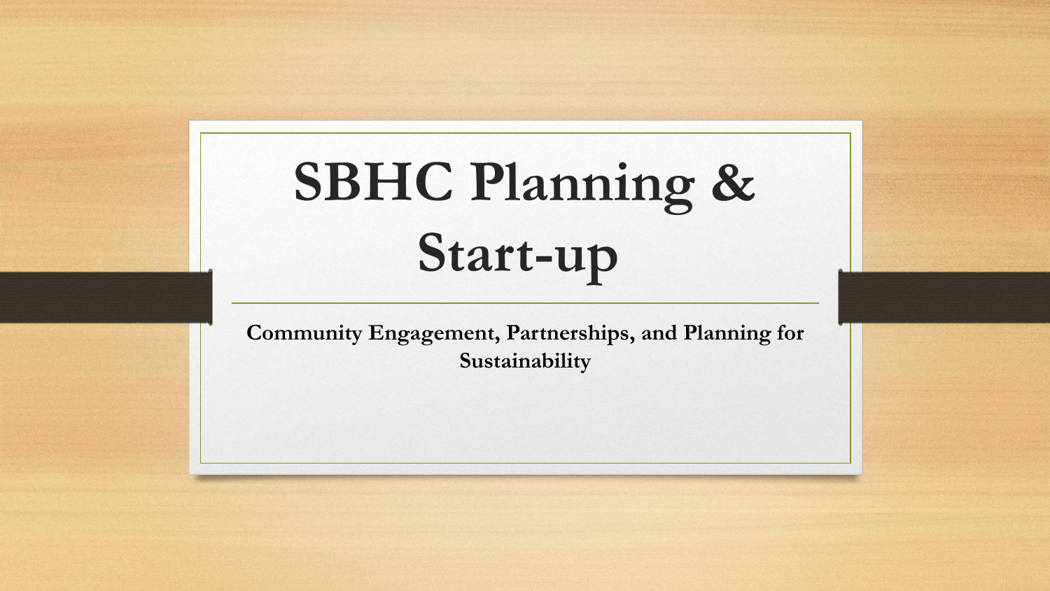# SBHC Planning & Start-up

**Community Engagement, Partnerships, and Planning for Sustainability**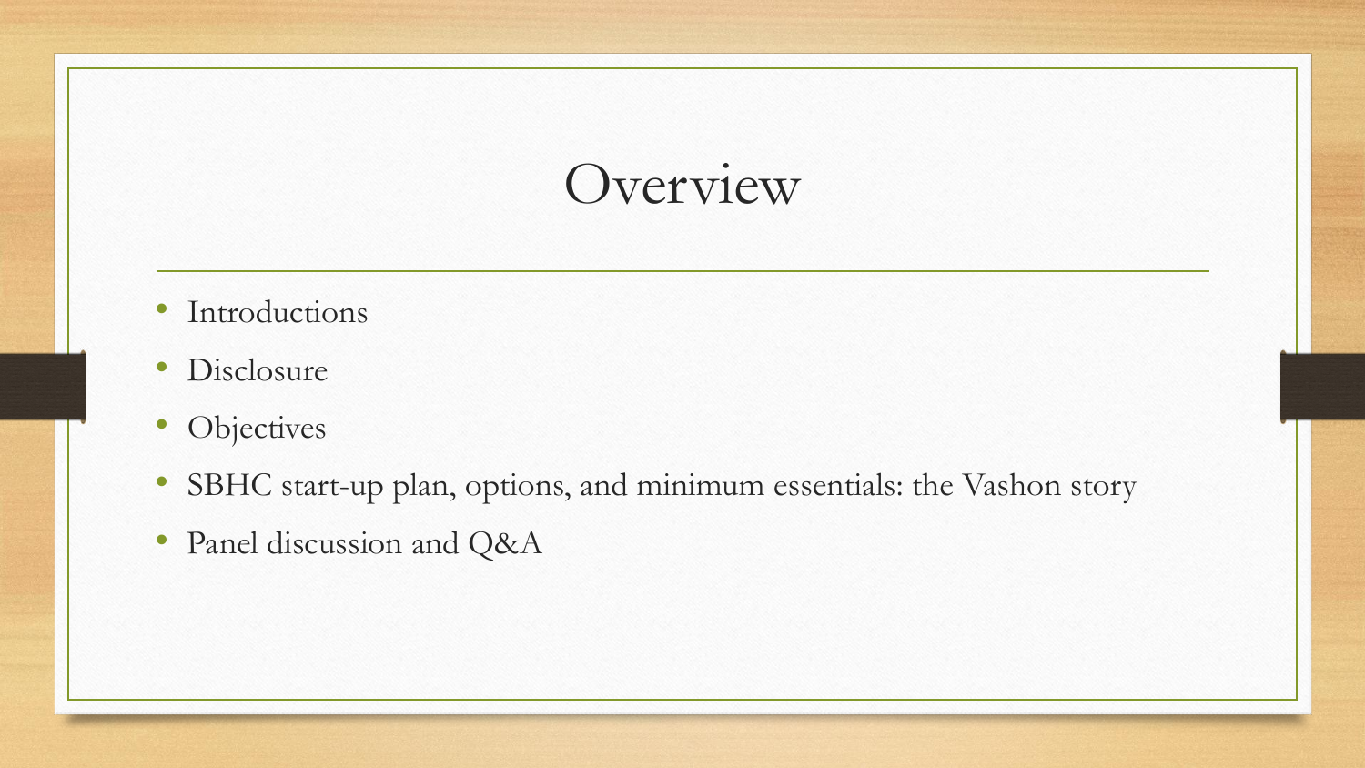# Overview

- Introductions
- Disclosure
- Objectives
- SBHC start-up plan, options, and minimum essentials: the Vashon story
- Panel discussion and Q&A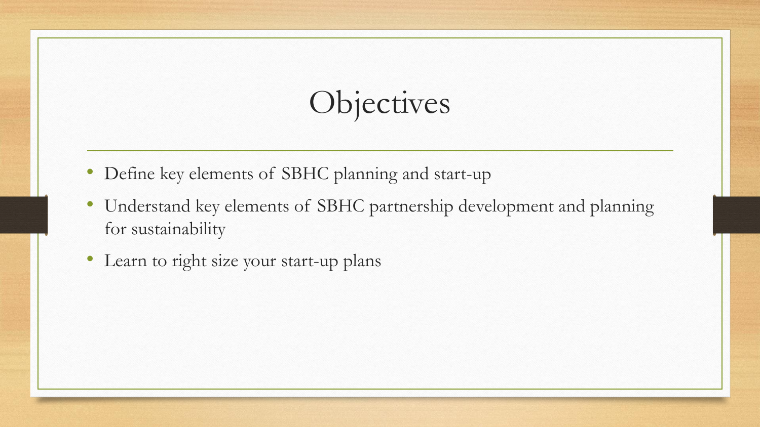# Objectives

- Define key elements of SBHC planning and start-up
- Understand key elements of SBHC partnership development and planning for sustainability
- Learn to right size your start-up plans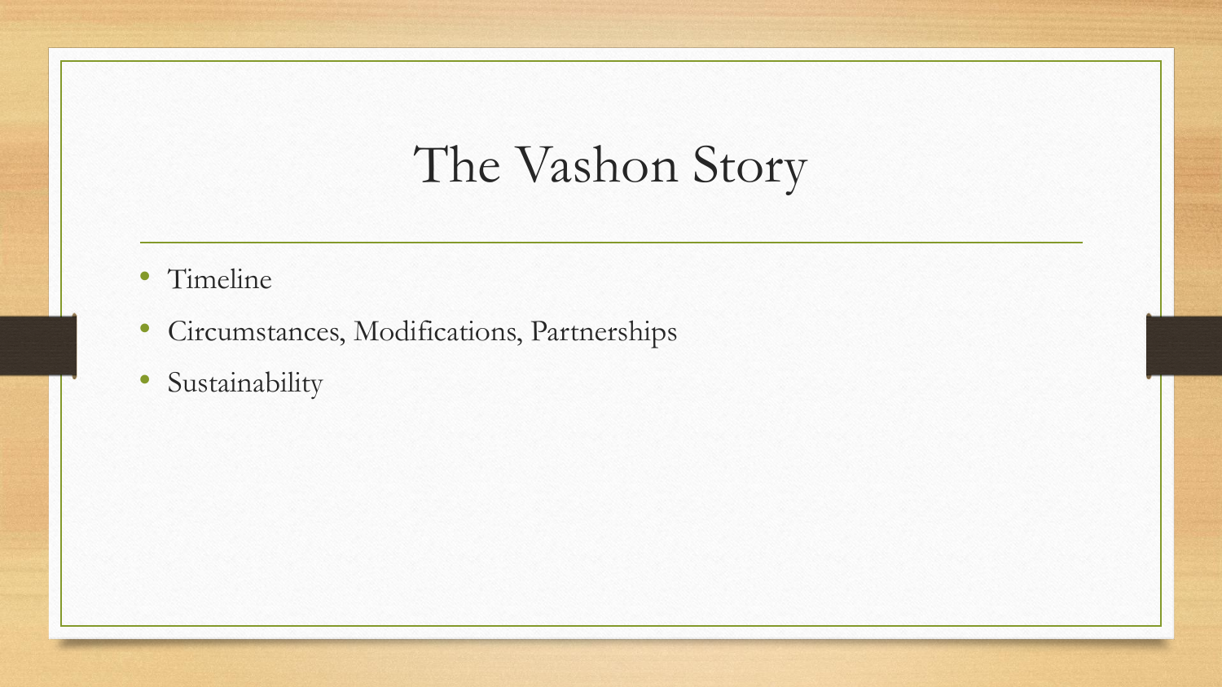# The Vashon Story

- Timeline
- Circumstances, Modifications, Partnerships
- Sustainability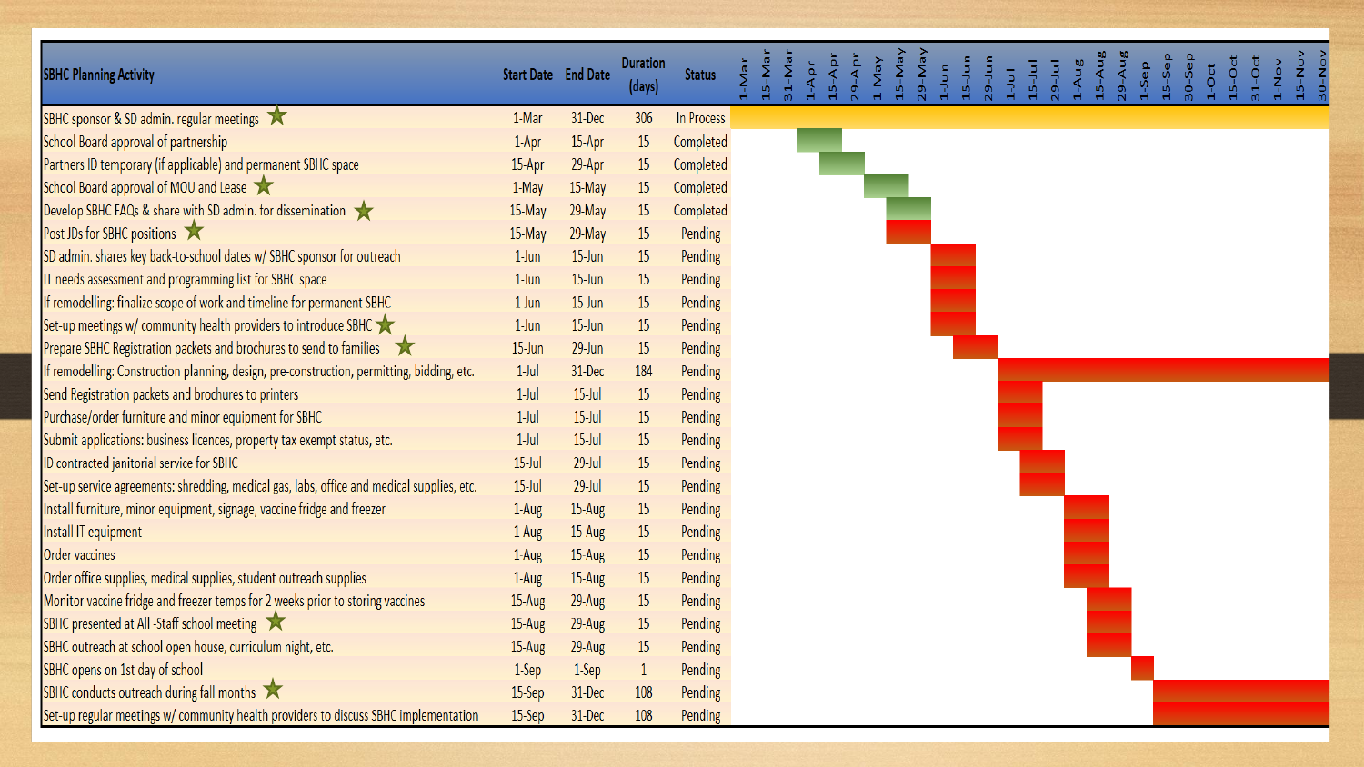| SBHC Planning Activity | Start Date | End Date | Duration (days) | Status |
|---|---|---|---|---|
| SBHC sponsor & SD admin. regular meetings ★ | 1-Mar | 31-Dec | 306 | In Process |
| School Board approval of partnership | 1-Apr | 15-Apr | 15 | Completed |
| Partners ID temporary (if applicable) and permanent SBHC space | 15-Apr | 29-Apr | 15 | Completed |
| School Board approval of MOU and Lease ★ | 1-May | 15-May | 15 | Completed |
| Develop SBHC FAQs & share with SD admin. for dissemination ★ | 15-May | 29-May | 15 | Completed |
| Post JDs for SBHC positions ★ | 15-May | 29-May | 15 | Pending |
| SD admin. shares key back-to-school dates w/ SBHC sponsor for outreach | 1-Jun | 15-Jun | 15 | Pending |
| IT needs assessment and programming list for SBHC space | 1-Jun | 15-Jun | 15 | Pending |
| If remodelling: finalize scope of work and timeline for permanent SBHC | 1-Jun | 15-Jun | 15 | Pending |
| Set-up meetings w/ community health providers to introduce SBHC ★ | 1-Jun | 15-Jun | 15 | Pending |
| Prepare SBHC Registration packets and brochures to send to families ★ | 15-Jun | 29-Jun | 15 | Pending |
| If remodelling: Construction planning, design, pre-construction, permitting, bidding, etc. | 1-Jul | 31-Dec | 184 | Pending |
| Send Registration packets and brochures to printers | 1-Jul | 15-Jul | 15 | Pending |
| Purchase/order furniture and minor equipment for SBHC | 1-Jul | 15-Jul | 15 | Pending |
| Submit applications: business licences, property tax exempt status, etc. | 1-Jul | 15-Jul | 15 | Pending |
| ID contracted janitorial service for SBHC | 15-Jul | 29-Jul | 15 | Pending |
| Set-up service agreements: shredding, medical gas, labs, office and medical supplies, etc. | 15-Jul | 29-Jul | 15 | Pending |
| Install furniture, minor equipment, signage, vaccine fridge and freezer | 1-Aug | 15-Aug | 15 | Pending |
| Install IT equipment | 1-Aug | 15-Aug | 15 | Pending |
| Order vaccines | 1-Aug | 15-Aug | 15 | Pending |
| Order office supplies, medical supplies, student outreach supplies | 1-Aug | 15-Aug | 15 | Pending |
| Monitor vaccine fridge and freezer temps for 2 weeks prior to storing vaccines | 15-Aug | 29-Aug | 15 | Pending |
| SBHC presented at All -Staff school meeting ★ | 15-Aug | 29-Aug | 15 | Pending |
| SBHC outreach at school open house, curriculum night, etc. | 15-Aug | 29-Aug | 15 | Pending |
| SBHC opens on 1st day of school | 1-Sep | 1-Sep | 1 | Pending |
| SBHC conducts outreach during fall months ★ | 15-Sep | 31-Dec | 108 | Pending |
| Set-up regular meetings w/ community health providers to discuss SBHC implementation | 15-Sep | 31-Dec | 108 | Pending |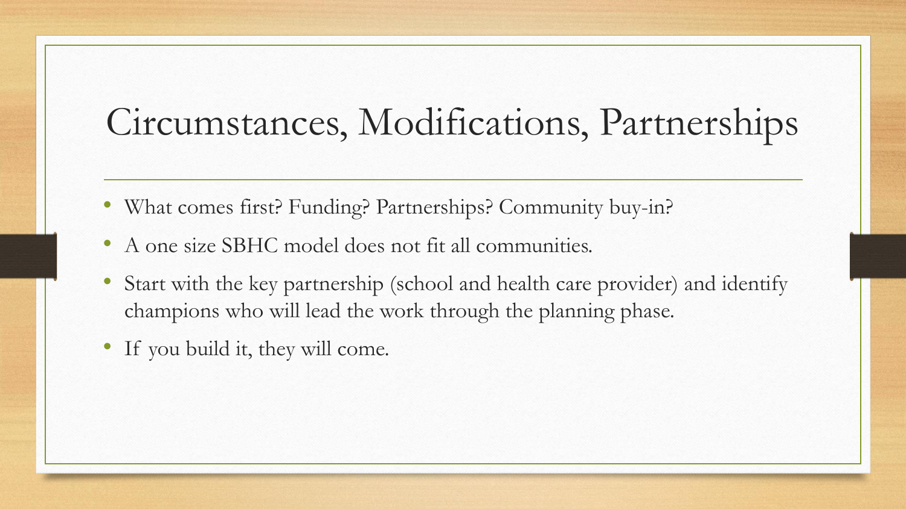# Circumstances, Modifications, Partnerships

- What comes first? Funding? Partnerships? Community buy-in?
- A one size SBHC model does not fit all communities.
- Start with the key partnership (school and health care provider) and identify champions who will lead the work through the planning phase.
- If you build it, they will come.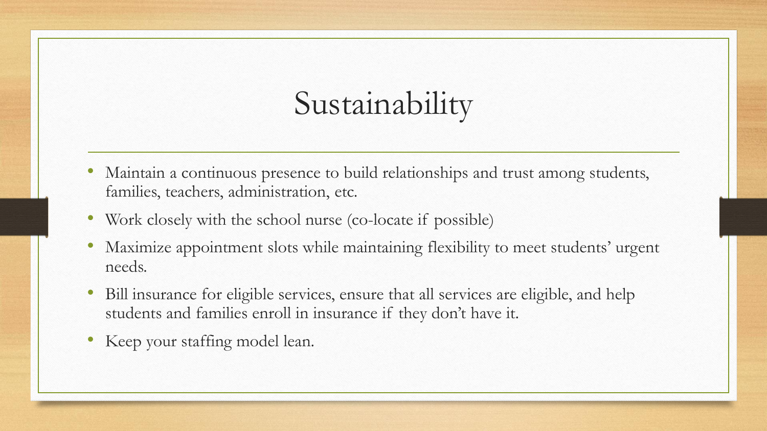# Sustainability

- Maintain a continuous presence to build relationships and trust among students, families, teachers, administration, etc.
- Work closely with the school nurse (co-locate if possible)
- Maximize appointment slots while maintaining flexibility to meet students' urgent needs.
- Bill insurance for eligible services, ensure that all services are eligible, and help students and families enroll in insurance if they don't have it.
- Keep your staffing model lean.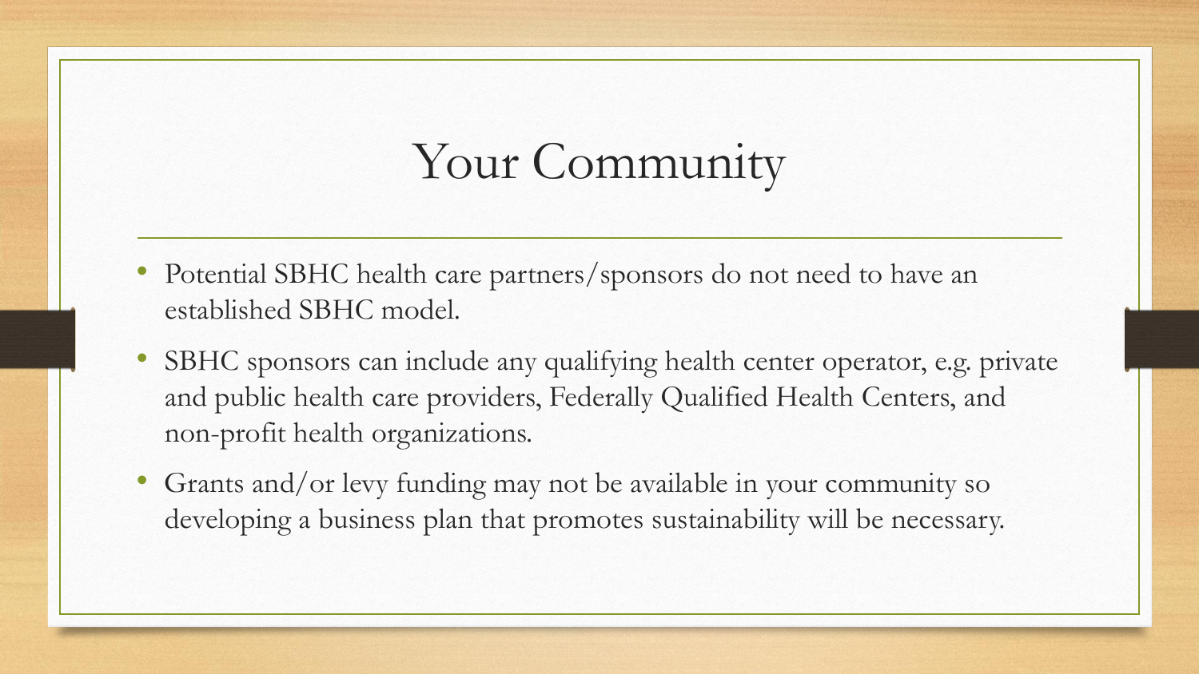# Your Community

- Potential SBHC health care partners/sponsors do not need to have an established SBHC model.
- SBHC sponsors can include any qualifying health center operator, e.g. private and public health care providers, Federally Qualified Health Centers, and non-profit health organizations.
- Grants and/or levy funding may not be available in your community so developing a business plan that promotes sustainability will be necessary.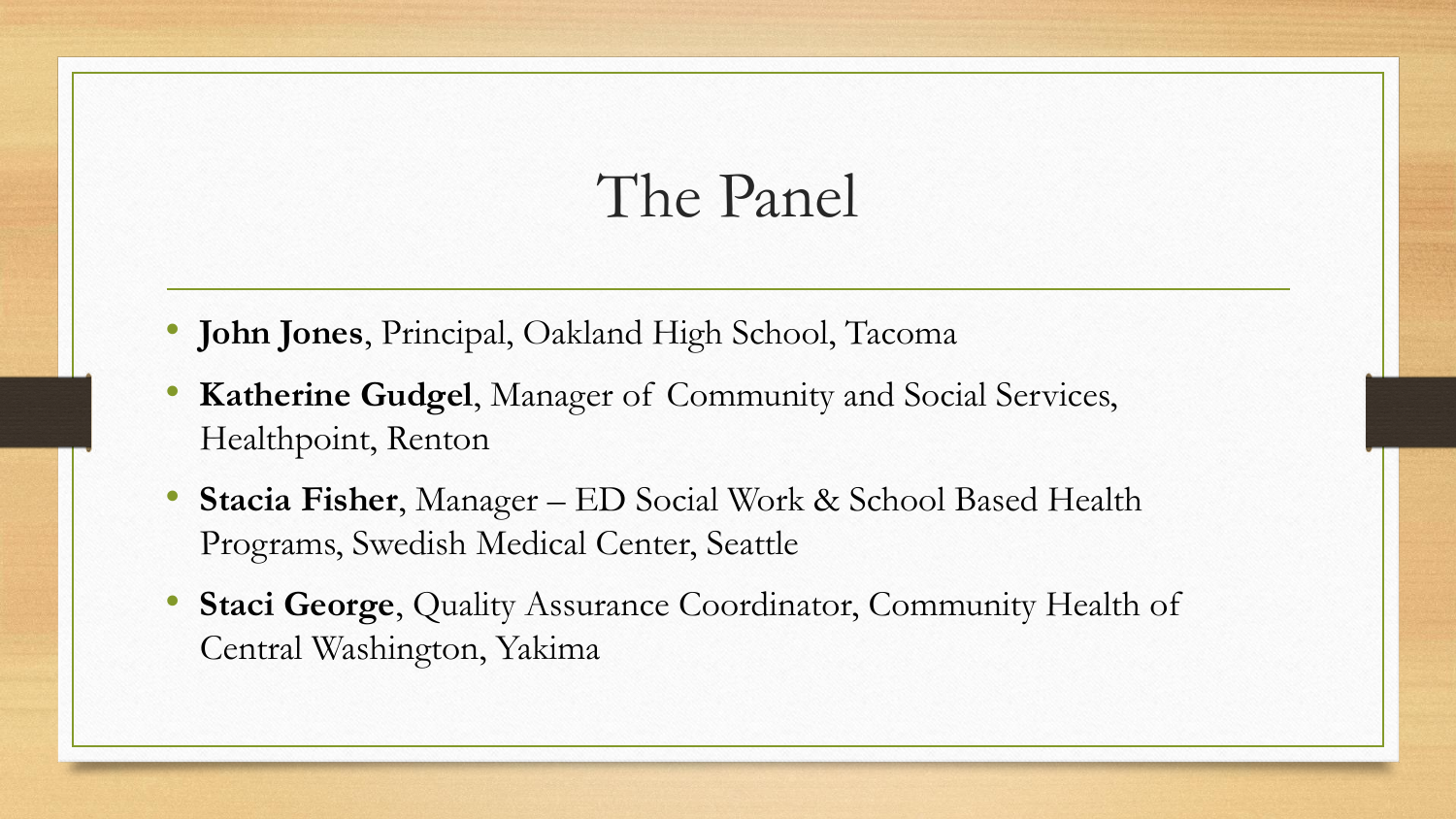# The Panel

- **John Jones**, Principal, Oakland High School, Tacoma
- **Katherine Gudgel**, Manager of Community and Social Services, Healthpoint, Renton
- **Stacia Fisher**, Manager – ED Social Work & School Based Health Programs, Swedish Medical Center, Seattle
- **Staci George**, Quality Assurance Coordinator, Community Health of Central Washington, Yakima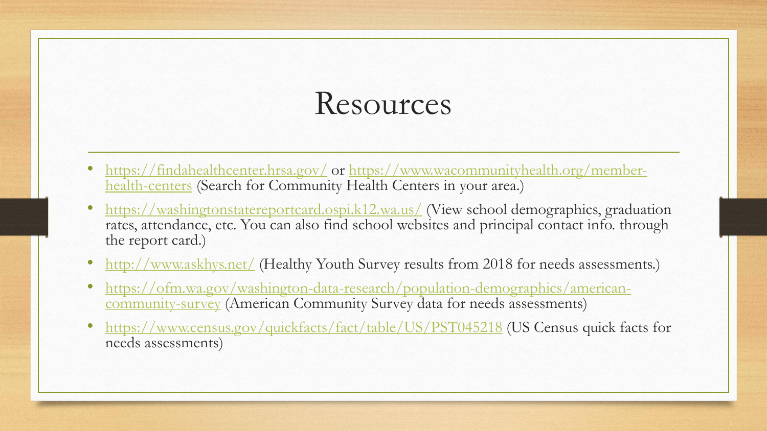# Resources

- https://findahealthcenter.hrsa.gov/ or https://www.wacommunityhealth.org/member-health-centers (Search for Community Health Centers in your area.)
- https://washingtonstatereportcard.ospi.k12.wa.us/ (View school demographics, graduation rates, attendance, etc. You can also find school websites and principal contact info. through the report card.)
- http://www.askhys.net/ (Healthy Youth Survey results from 2018 for needs assessments.)
- https://ofm.wa.gov/washington-data-research/population-demographics/american-community-survey (American Community Survey data for needs assessments)
- https://www.census.gov/quickfacts/fact/table/US/PST045218 (US Census quick facts for needs assessments)